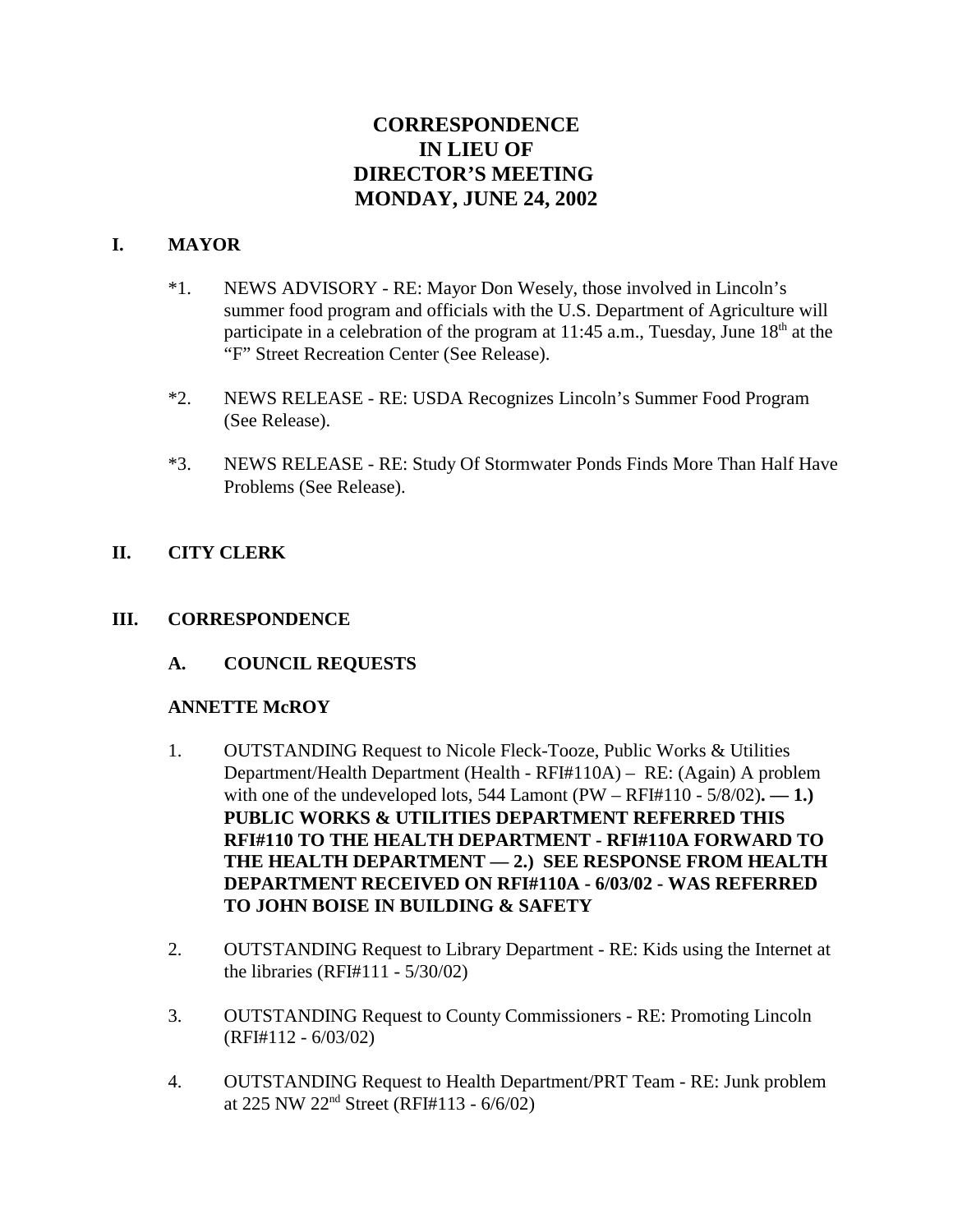# CORRESPONDENCE
# IN LIEU OF
# DIRECTOR'S MEETING
# MONDAY, JUNE 24, 2002

## I. MAYOR

*1. NEWS ADVISORY - RE: Mayor Don Wesely, those involved in Lincoln's summer food program and officials with the U.S. Department of Agriculture will participate in a celebration of the program at 11:45 a.m., Tuesday, June 18th at the "F" Street Recreation Center (See Release).

*2. NEWS RELEASE - RE: USDA Recognizes Lincoln's Summer Food Program (See Release).

*3. NEWS RELEASE - RE: Study Of Stormwater Ponds Finds More Than Half Have Problems (See Release).

## II. CITY CLERK

## III. CORRESPONDENCE

### A. COUNCIL REQUESTS

**ANNETTE McROY**

1. OUTSTANDING Request to Nicole Fleck-Tooze, Public Works & Utilities Department/Health Department (Health - RFI#110A) – RE: (Again) A problem with one of the undeveloped lots, 544 Lamont (PW – RFI#110 - 5/8/02)**. — 1.) PUBLIC WORKS & UTILITIES DEPARTMENT REFERRED THIS RFI#110 TO THE HEALTH DEPARTMENT - RFI#110A FORWARD TO THE HEALTH DEPARTMENT — 2.) SEE RESPONSE FROM HEALTH DEPARTMENT RECEIVED ON RFI#110A - 6/03/02 - WAS REFERRED TO JOHN BOISE IN BUILDING & SAFETY**

2. OUTSTANDING Request to Library Department - RE: Kids using the Internet at the libraries (RFI#111 - 5/30/02)

3. OUTSTANDING Request to County Commissioners - RE: Promoting Lincoln (RFI#112 - 6/03/02)

4. OUTSTANDING Request to Health Department/PRT Team - RE: Junk problem at 225 NW 22nd Street (RFI#113 - 6/6/02)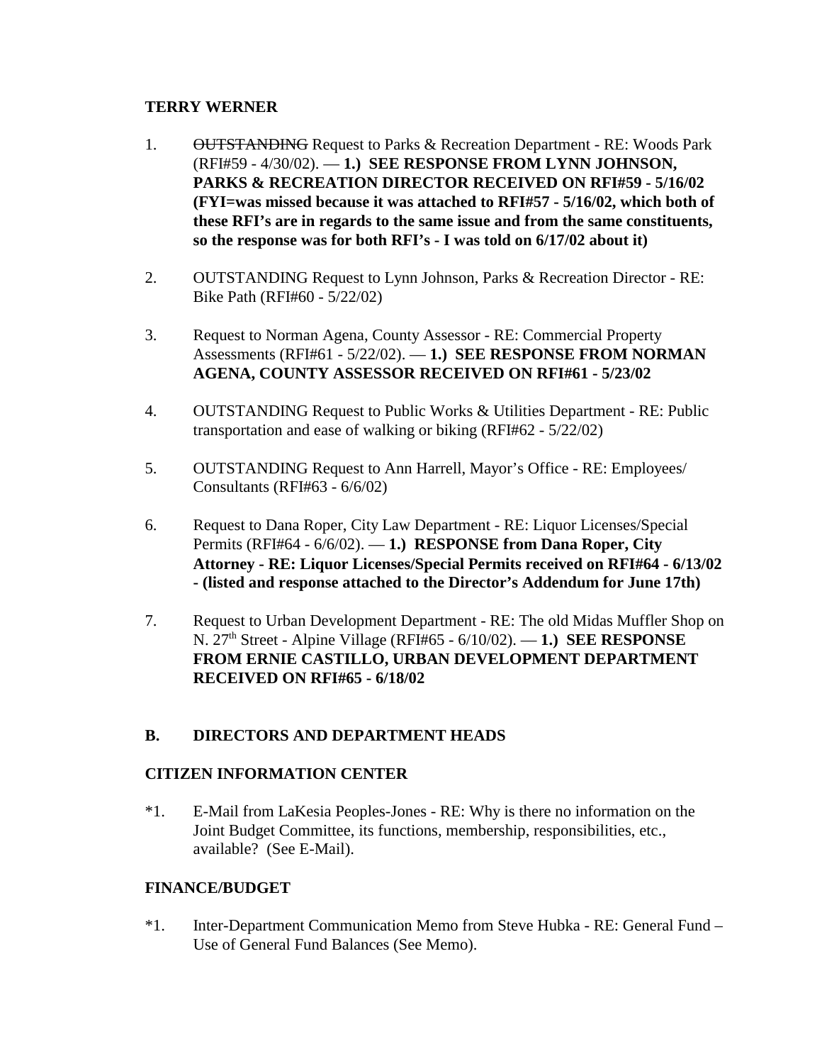**TERRY WERNER**

1. ~~OUTSTANDING~~ Request to Parks & Recreation Department - RE: Woods Park (RFI#59 - 4/30/02). — **1.) SEE RESPONSE FROM LYNN JOHNSON, PARKS & RECREATION DIRECTOR RECEIVED ON RFI#59 - 5/16/02 (FYI=was missed because it was attached to RFI#57 - 5/16/02, which both of these RFI's are in regards to the same issue and from the same constituents, so the response was for both RFI's - I was told on 6/17/02 about it)**

2. OUTSTANDING Request to Lynn Johnson, Parks & Recreation Director - RE: Bike Path (RFI#60 - 5/22/02)

3. Request to Norman Agena, County Assessor - RE: Commercial Property Assessments (RFI#61 - 5/22/02). — **1.) SEE RESPONSE FROM NORMAN AGENA, COUNTY ASSESSOR RECEIVED ON RFI#61 - 5/23/02**

4. OUTSTANDING Request to Public Works & Utilities Department - RE: Public transportation and ease of walking or biking (RFI#62 - 5/22/02)

5. OUTSTANDING Request to Ann Harrell, Mayor's Office - RE: Employees/ Consultants (RFI#63 - 6/6/02)

6. Request to Dana Roper, City Law Department - RE: Liquor Licenses/Special Permits (RFI#64 - 6/6/02). — **1.) RESPONSE from Dana Roper, City Attorney - RE: Liquor Licenses/Special Permits received on RFI#64 - 6/13/02 - (listed and response attached to the Director's Addendum for June 17th)**

7. Request to Urban Development Department - RE: The old Midas Muffler Shop on N. 27th Street - Alpine Village (RFI#65 - 6/10/02). — **1.) SEE RESPONSE FROM ERNIE CASTILLO, URBAN DEVELOPMENT DEPARTMENT RECEIVED ON RFI#65 - 6/18/02**

## B. DIRECTORS AND DEPARTMENT HEADS

**CITIZEN INFORMATION CENTER**

*1. E-Mail from LaKesia Peoples-Jones - RE: Why is there no information on the Joint Budget Committee, its functions, membership, responsibilities, etc., available? (See E-Mail).

**FINANCE/BUDGET**

*1. Inter-Department Communication Memo from Steve Hubka - RE: General Fund – Use of General Fund Balances (See Memo).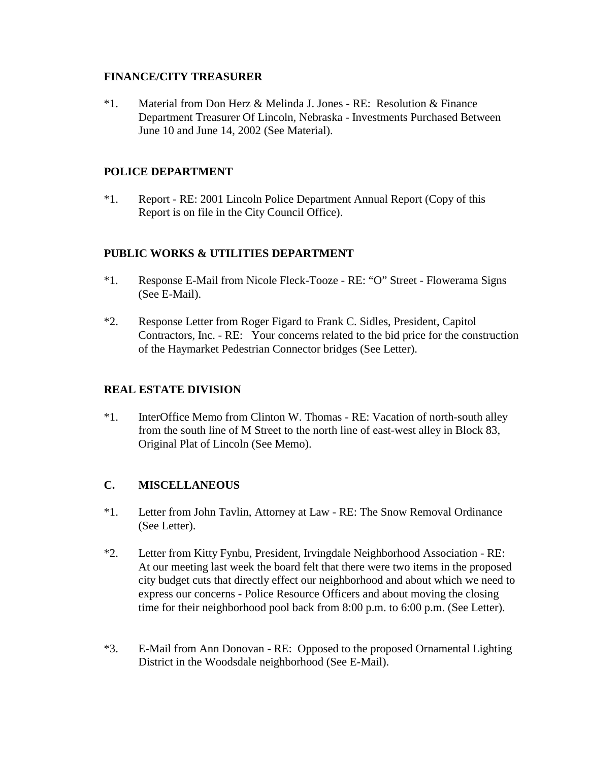**FINANCE/CITY TREASURER**

*1. Material from Don Herz & Melinda J. Jones - RE: Resolution & Finance Department Treasurer Of Lincoln, Nebraska - Investments Purchased Between June 10 and June 14, 2002 (See Material).

**POLICE DEPARTMENT**

*1. Report - RE: 2001 Lincoln Police Department Annual Report (Copy of this Report is on file in the City Council Office).

**PUBLIC WORKS & UTILITIES DEPARTMENT**

*1. Response E-Mail from Nicole Fleck-Tooze - RE: "O" Street - Flowerama Signs (See E-Mail).

*2. Response Letter from Roger Figard to Frank C. Sidles, President, Capitol Contractors, Inc. - RE: Your concerns related to the bid price for the construction of the Haymarket Pedestrian Connector bridges (See Letter).

**REAL ESTATE DIVISION**

*1. InterOffice Memo from Clinton W. Thomas - RE: Vacation of north-south alley from the south line of M Street to the north line of east-west alley in Block 83, Original Plat of Lincoln (See Memo).

**C. MISCELLANEOUS**

*1. Letter from John Tavlin, Attorney at Law - RE: The Snow Removal Ordinance (See Letter).

*2. Letter from Kitty Fynbu, President, Irvingdale Neighborhood Association - RE: At our meeting last week the board felt that there were two items in the proposed city budget cuts that directly effect our neighborhood and about which we need to express our concerns - Police Resource Officers and about moving the closing time for their neighborhood pool back from 8:00 p.m. to 6:00 p.m. (See Letter).

*3. E-Mail from Ann Donovan - RE: Opposed to the proposed Ornamental Lighting District in the Woodsdale neighborhood (See E-Mail).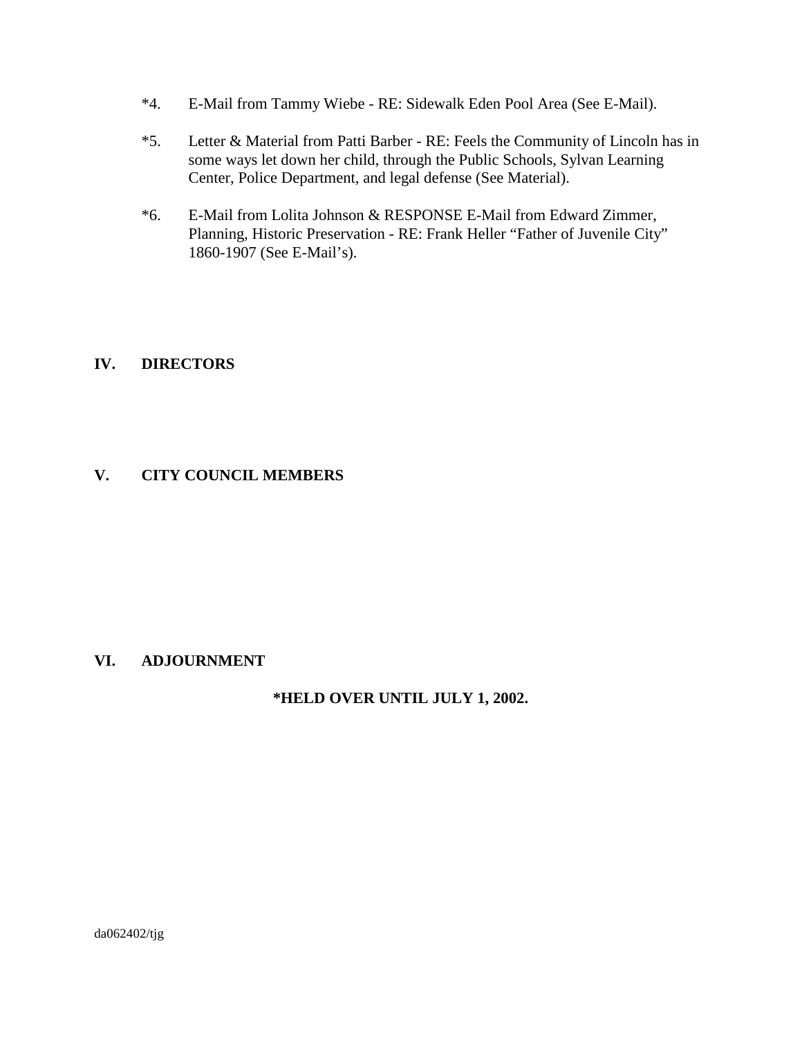*4. E-Mail from Tammy Wiebe - RE: Sidewalk Eden Pool Area (See E-Mail).

*5. Letter & Material from Patti Barber - RE: Feels the Community of Lincoln has in some ways let down her child, through the Public Schools, Sylvan Learning Center, Police Department, and legal defense (See Material).

*6. E-Mail from Lolita Johnson & RESPONSE E-Mail from Edward Zimmer, Planning, Historic Preservation - RE: Frank Heller "Father of Juvenile City" 1860-1907 (See E-Mail's).

## IV. DIRECTORS

## V. CITY COUNCIL MEMBERS

## VI. ADJOURNMENT

**\*HELD OVER UNTIL JULY 1, 2002.**

da062402/tjg